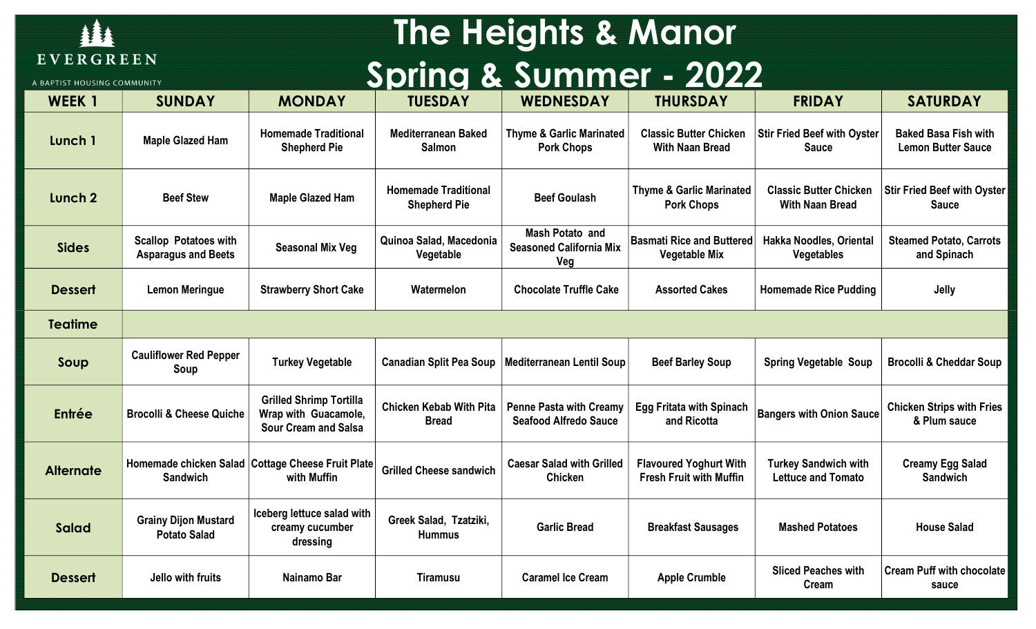EVERGREEN

A BAPTIST HOUSING COMMUNITY

# The Heights & Manor
# Spring & Summer - 2022

| WEEK 1 | SUNDAY | MONDAY | TUESDAY | WEDNESDAY | THURSDAY | FRIDAY | SATURDAY |
|---|---|---|---|---|---|---|---|
| **Lunch 1** | Maple Glazed Ham | Homemade Traditional Shepherd Pie | Mediterranean Baked Salmon | Thyme & Garlic Marinated Pork Chops | Classic Butter Chicken With Naan Bread | Stir Fried Beef with Oyster Sauce | Baked Basa Fish with Lemon Butter Sauce |
| **Lunch 2** | Beef Stew | Maple Glazed Ham | Homemade Traditional Shepherd Pie | Beef Goulash | Thyme & Garlic Marinated Pork Chops | Classic Butter Chicken With Naan Bread | Stir Fried Beef with Oyster Sauce |
| **Sides** | Scallop Potatoes with Asparagus and Beets | Seasonal Mix Veg | Quinoa Salad, Macedonia Vegetable | Mash Potato and Seasoned California Mix Veg | Basmati Rice and Buttered Vegetable Mix | Hakka Noodles, Oriental Vegetables | Steamed Potato, Carrots and Spinach |
| **Dessert** | Lemon Meringue | Strawberry Short Cake | Watermelon | Chocolate Truffle Cake | Assorted Cakes | Homemade Rice Pudding | Jelly |
| **Teatime** | | | | | | | |
| **Soup** | Cauliflower Red Pepper Soup | Turkey Vegetable | Canadian Split Pea Soup | Mediterranean Lentil Soup | Beef Barley Soup | Spring Vegetable Soup | Brocolli & Cheddar Soup |
| **Entrée** | Brocolli & Cheese Quiche | Grilled Shrimp Tortilla Wrap with Guacamole, Sour Cream and Salsa | Chicken Kebab With Pita Bread | Penne Pasta with Creamy Seafood Alfredo Sauce | Egg Fritata with Spinach and Ricotta | Bangers with Onion Sauce | Chicken Strips with Fries & Plum sauce |
| **Alternate** | Homemade chicken Salad Sandwich | Cottage Cheese Fruit Plate with Muffin | Grilled Cheese sandwich | Caesar Salad with Grilled Chicken | Flavoured Yoghurt With Fresh Fruit with Muffin | Turkey Sandwich with Lettuce and Tomato | Creamy Egg Salad Sandwich |
| **Salad** | Grainy Dijon Mustard Potato Salad | Iceberg lettuce salad with creamy cucumber dressing | Greek Salad, Tzatziki, Hummus | Garlic Bread | Breakfast Sausages | Mashed Potatoes | House Salad |
| **Dessert** | Jello with fruits | Nainamo Bar | Tiramusu | Caramel Ice Cream | Apple Crumble | Sliced Peaches with Cream | Cream Puff with chocolate sauce |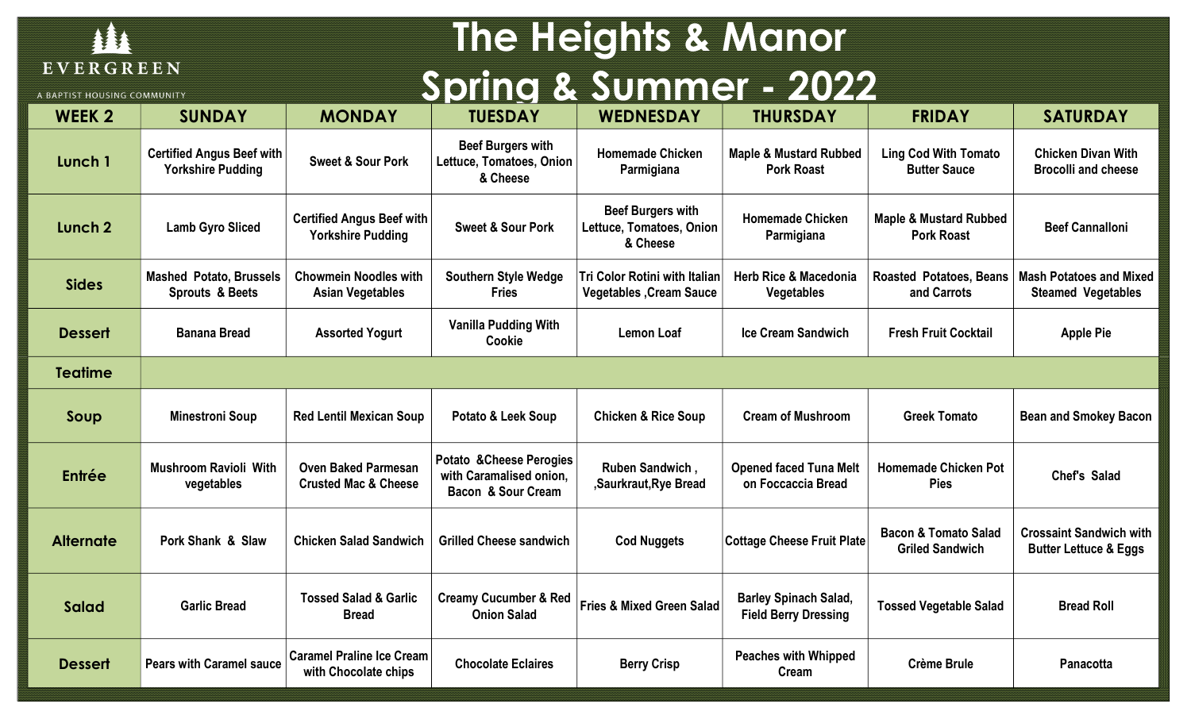EVERGREEN

A BAPTIST HOUSING COMMUNITY

# The Heights & Manor
# Spring & Summer - 2022

| WEEK 2 | SUNDAY | MONDAY | TUESDAY | WEDNESDAY | THURSDAY | FRIDAY | SATURDAY |
|---|---|---|---|---|---|---|---|
| Lunch 1 | Certified Angus Beef with Yorkshire Pudding | Sweet & Sour Pork | Beef Burgers with Lettuce, Tomatoes, Onion & Cheese | Homemade Chicken Parmigiana | Maple & Mustard Rubbed Pork Roast | Ling Cod With Tomato Butter Sauce | Chicken Divan With Brocolli and cheese |
| Lunch 2 | Lamb Gyro Sliced | Certified Angus Beef with Yorkshire Pudding | Sweet & Sour Pork | Beef Burgers with Lettuce, Tomatoes, Onion & Cheese | Homemade Chicken Parmigiana | Maple & Mustard Rubbed Pork Roast | Beef Cannalloni |
| Sides | Mashed Potato, Brussels Sprouts & Beets | Chowmein Noodles with Asian Vegetables | Southern Style Wedge Fries | Tri Color Rotini with Italian Vegetables ,Cream Sauce | Herb Rice & Macedonia Vegetables | Roasted Potatoes, Beans and Carrots | Mash Potatoes and Mixed Steamed Vegetables |
| Dessert | Banana Bread | Assorted Yogurt | Vanilla Pudding With Cookie | Lemon Loaf | Ice Cream Sandwich | Fresh Fruit Cocktail | Apple Pie |
| Teatime | | | | | | | |
| Soup | Minestroni Soup | Red Lentil Mexican Soup | Potato & Leek Soup | Chicken & Rice Soup | Cream of Mushroom | Greek Tomato | Bean and Smokey Bacon |
| Entrée | Mushroom Ravioli With vegetables | Oven Baked Parmesan Crusted Mac & Cheese | Potato &Cheese Perogies with Caramalised onion, Bacon & Sour Cream | Ruben Sandwich , ,Saurkraut,Rye Bread | Opened faced Tuna Melt on Foccaccia Bread | Homemade Chicken Pot Pies | Chef's Salad |
| Alternate | Pork Shank & Slaw | Chicken Salad Sandwich | Grilled Cheese sandwich | Cod Nuggets | Cottage Cheese Fruit Plate | Bacon & Tomato Salad Griled Sandwich | Crossaint Sandwich with Butter Lettuce & Eggs |
| Salad | Garlic Bread | Tossed Salad & Garlic Bread | Creamy Cucumber & Red Onion Salad | Fries & Mixed Green Salad | Barley Spinach Salad, Field Berry Dressing | Tossed Vegetable Salad | Bread Roll |
| Dessert | Pears with Caramel sauce | Caramel Praline Ice Cream with Chocolate chips | Chocolate Eclaires | Berry Crisp | Peaches with Whipped Cream | Crème Brule | Panacotta |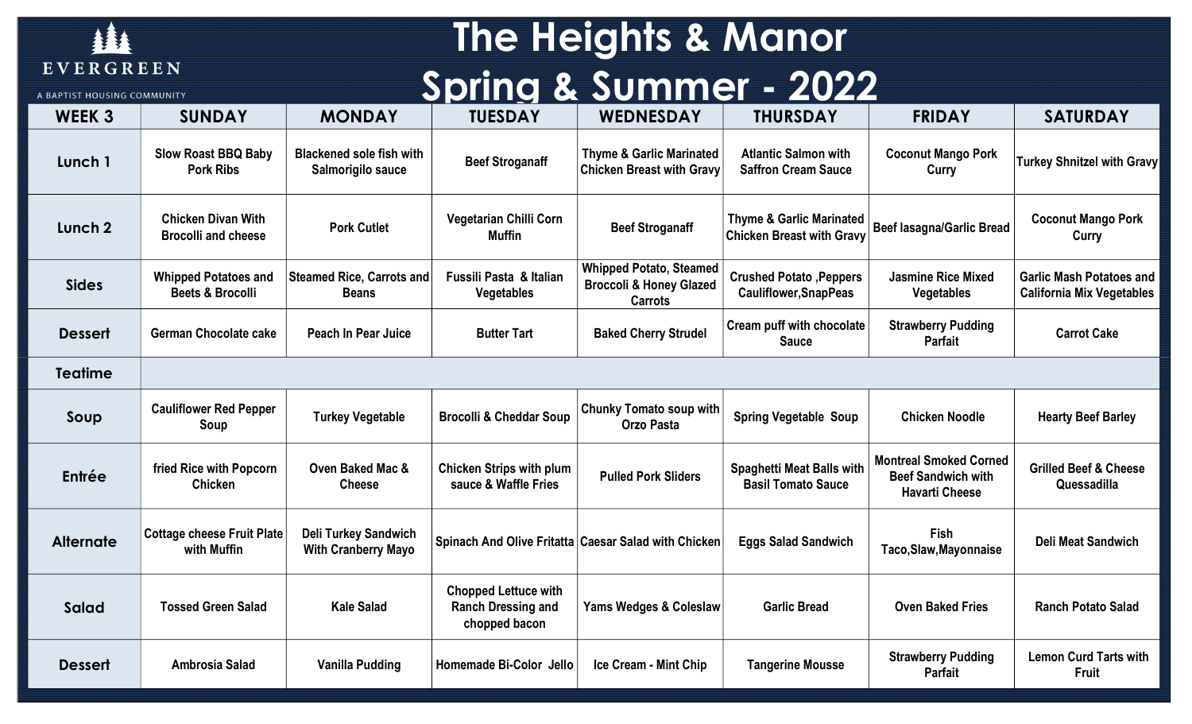EVERGREEN

A BAPTIST HOUSING COMMUNITY

# The Heights & Manor Spring & Summer - 2022

| WEEK 3 | SUNDAY | MONDAY | TUESDAY | WEDNESDAY | THURSDAY | FRIDAY | SATURDAY |
|---|---|---|---|---|---|---|---|
| Lunch 1 | Slow Roast BBQ Baby Pork Ribs | Blackened sole fish with Salmorigilo sauce | Beef Stroganaff | Thyme & Garlic Marinated Chicken Breast with Gravy | Atlantic Salmon with Saffron Cream Sauce | Coconut Mango Pork Curry | Turkey Shnitzel with Gravy |
| Lunch 2 | Chicken Divan With Brocolli and cheese | Pork Cutlet | Vegetarian Chilli Corn Muffin | Beef Stroganaff | Thyme & Garlic Marinated Chicken Breast with Gravy | Beef lasagna/Garlic Bread | Coconut Mango Pork Curry |
| Sides | Whipped Potatoes and Beets & Brocolli | Steamed Rice, Carrots and Beans | Fussili Pasta & Italian Vegetables | Whipped Potato, Steamed Broccoli & Honey Glazed Carrots | Crushed Potato ,Peppers Cauliflower,SnapPeas | Jasmine Rice Mixed Vegetables | Garlic Mash Potatoes and California Mix Vegetables |
| Dessert | German Chocolate cake | Peach In Pear Juice | Butter Tart | Baked Cherry Strudel | Cream puff with chocolate Sauce | Strawberry Pudding Parfait | Carrot Cake |
| Teatime | | | | | | | |
| Soup | Cauliflower Red Pepper Soup | Turkey Vegetable | Brocolli & Cheddar Soup | Chunky Tomato soup with Orzo Pasta | Spring Vegetable Soup | Chicken Noodle | Hearty Beef Barley |
| Entrée | fried Rice with Popcorn Chicken | Oven Baked Mac & Cheese | Chicken Strips with plum sauce & Waffle Fries | Pulled Pork Sliders | Spaghetti Meat Balls with Basil Tomato Sauce | Montreal Smoked Corned Beef Sandwich with Havarti Cheese | Grilled Beef & Cheese Quessadilla |
| Alternate | Cottage cheese Fruit Plate with Muffin | Deli Turkey Sandwich With Cranberry Mayo | Spinach And Olive Fritatta | Caesar Salad with Chicken | Eggs Salad Sandwich | Fish Taco,Slaw,Mayonnaise | Deli Meat Sandwich |
| Salad | Tossed Green Salad | Kale Salad | Chopped Lettuce with Ranch Dressing and chopped bacon | Yams Wedges & Coleslaw | Garlic Bread | Oven Baked Fries | Ranch Potato Salad |
| Dessert | Ambrosia Salad | Vanilla Pudding | Homemade Bi-Color Jello | Ice Cream - Mint Chip | Tangerine Mousse | Strawberry Pudding Parfait | Lemon Curd Tarts with Fruit |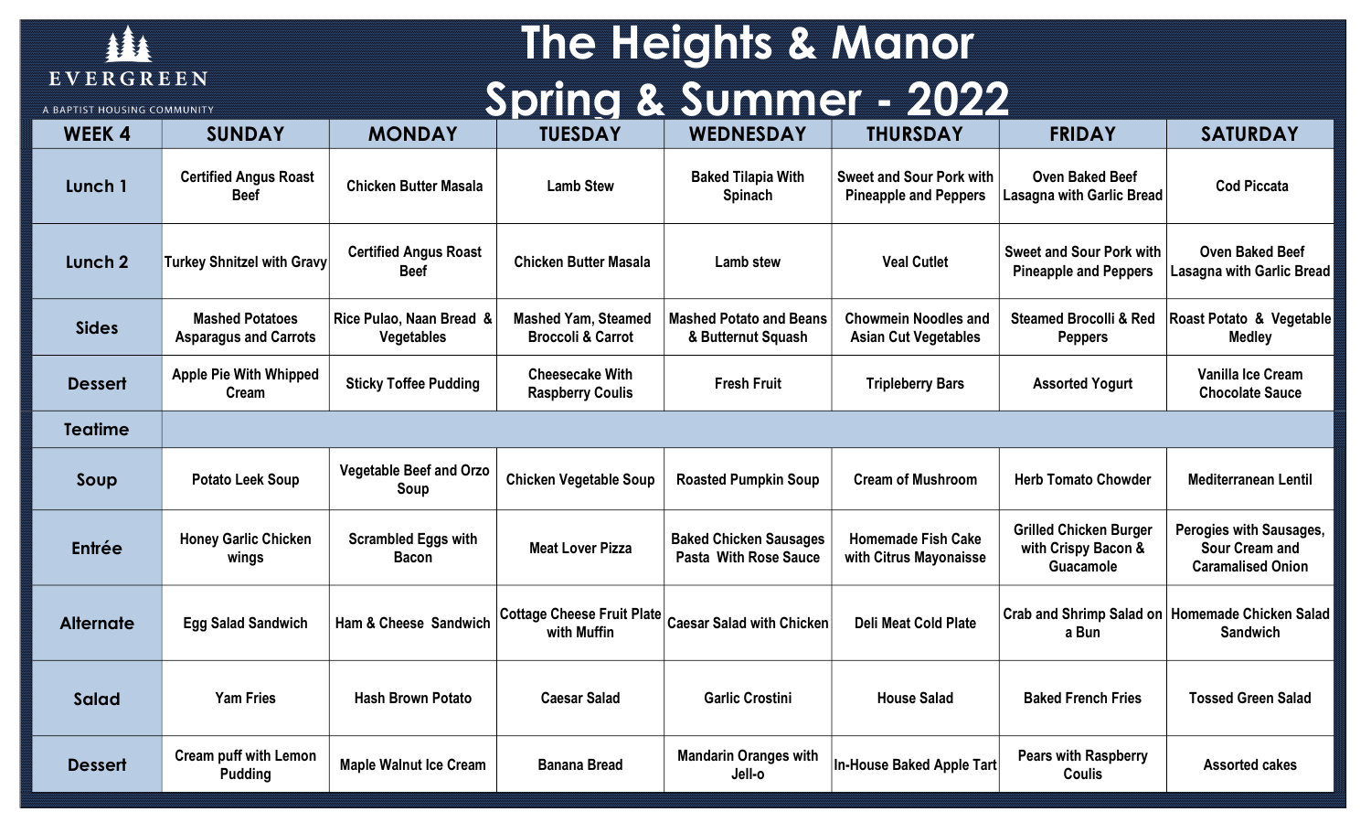EVERGREEN

A BAPTIST HOUSING COMMUNITY

# The Heights & Manor
# Spring & Summer - 2022

| WEEK 4 | SUNDAY | MONDAY | TUESDAY | WEDNESDAY | THURSDAY | FRIDAY | SATURDAY |
|---|---|---|---|---|---|---|---|
| Lunch 1 | Certified Angus Roast Beef | Chicken Butter Masala | Lamb Stew | Baked Tilapia With Spinach | Sweet and Sour Pork with Pineapple and Peppers | Oven Baked Beef Lasagna with Garlic Bread | Cod Piccata |
| Lunch 2 | Turkey Shnitzel with Gravy | Certified Angus Roast Beef | Chicken Butter Masala | Lamb stew | Veal Cutlet | Sweet and Sour Pork with Pineapple and Peppers | Oven Baked Beef Lasagna with Garlic Bread |
| Sides | Mashed Potatoes Asparagus and Carrots | Rice Pulao, Naan Bread & Vegetables | Mashed Yam, Steamed Broccoli & Carrot | Mashed Potato and Beans & Butternut Squash | Chowmein Noodles and Asian Cut Vegetables | Steamed Brocolli & Red Peppers | Roast Potato & Vegetable Medley |
| Dessert | Apple Pie With Whipped Cream | Sticky Toffee Pudding | Cheesecake With Raspberry Coulis | Fresh Fruit | Tripleberry Bars | Assorted Yogurt | Vanilla Ice Cream Chocolate Sauce |
| Teatime | | | | | | | |
| Soup | Potato Leek Soup | Vegetable Beef and Orzo Soup | Chicken Vegetable Soup | Roasted Pumpkin Soup | Cream of Mushroom | Herb Tomato Chowder | Mediterranean Lentil |
| Entrée | Honey Garlic Chicken wings | Scrambled Eggs with Bacon | Meat Lover Pizza | Baked Chicken Sausages Pasta With Rose Sauce | Homemade Fish Cake with Citrus Mayonaisse | Grilled Chicken Burger with Crispy Bacon & Guacamole | Perogies with Sausages, Sour Cream and Caramalised Onion |
| Alternate | Egg Salad Sandwich | Ham & Cheese Sandwich | Cottage Cheese Fruit Plate with Muffin | Caesar Salad with Chicken | Deli Meat Cold Plate | Crab and Shrimp Salad on a Bun | Homemade Chicken Salad Sandwich |
| Salad | Yam Fries | Hash Brown Potato | Caesar Salad | Garlic Crostini | House Salad | Baked French Fries | Tossed Green Salad |
| Dessert | Cream puff with Lemon Pudding | Maple Walnut Ice Cream | Banana Bread | Mandarin Oranges with Jell-o | In-House Baked Apple Tart | Pears with Raspberry Coulis | Assorted cakes |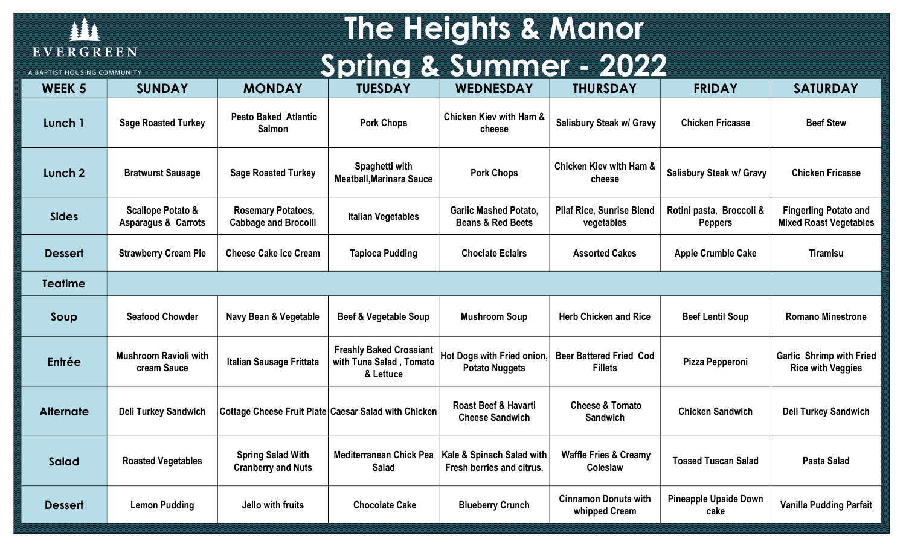EVERGREEN

A BAPTIST HOUSING COMMUNITY

# The Heights & Manor
# Spring & Summer - 2022

| WEEK 5 | SUNDAY | MONDAY | TUESDAY | WEDNESDAY | THURSDAY | FRIDAY | SATURDAY |
|---|---|---|---|---|---|---|---|
| Lunch 1 | Sage Roasted Turkey | Pesto Baked Atlantic Salmon | Pork Chops | Chicken Kiev with Ham & cheese | Salisbury Steak w/ Gravy | Chicken Fricasse | Beef Stew |
| Lunch 2 | Bratwurst Sausage | Sage Roasted Turkey | Spaghetti with Meatball,Marinara Sauce | Pork Chops | Chicken Kiev with Ham & cheese | Salisbury Steak w/ Gravy | Chicken Fricasse |
| Sides | Scallope Potato & Asparagus & Carrots | Rosemary Potatoes, Cabbage and Brocolli | Italian Vegetables | Garlic Mashed Potato, Beans & Red Beets | Pilaf Rice, Sunrise Blend vegetables | Rotini pasta, Broccoli & Peppers | Fingerling Potato and Mixed Roast Vegetables |
| Dessert | Strawberry Cream Pie | Cheese Cake Ice Cream | Tapioca Pudding | Choclate Eclairs | Assorted Cakes | Apple Crumble Cake | Tiramisu |
| Teatime | | | | | | | |
| Soup | Seafood Chowder | Navy Bean & Vegetable | Beef & Vegetable Soup | Mushroom Soup | Herb Chicken and Rice | Beef Lentil Soup | Romano Minestrone |
| Entrée | Mushroom Ravioli with cream Sauce | Italian Sausage Frittata | Freshly Baked Crossiant with Tuna Salad , Tomato & Lettuce | Hot Dogs with Fried onion, Potato Nuggets | Beer Battered Fried Cod Fillets | Pizza Pepperoni | Garlic Shrimp with Fried Rice with Veggies |
| Alternate | Deli Turkey Sandwich | Cottage Cheese Fruit Plate | Caesar Salad with Chicken | Roast Beef & Havarti Cheese Sandwich | Cheese & Tomato Sandwich | Chicken Sandwich | Deli Turkey Sandwich |
| Salad | Roasted Vegetables | Spring Salad With Cranberry and Nuts | Mediterranean Chick Pea Salad | Kale & Spinach Salad with Fresh berries and citrus. | Waffle Fries & Creamy Coleslaw | Tossed Tuscan Salad | Pasta Salad |
| Dessert | Lemon Pudding | Jello with fruits | Chocolate Cake | Blueberry Crunch | Cinnamon Donuts with whipped Cream | Pineapple Upside Down cake | Vanilla Pudding Parfait |